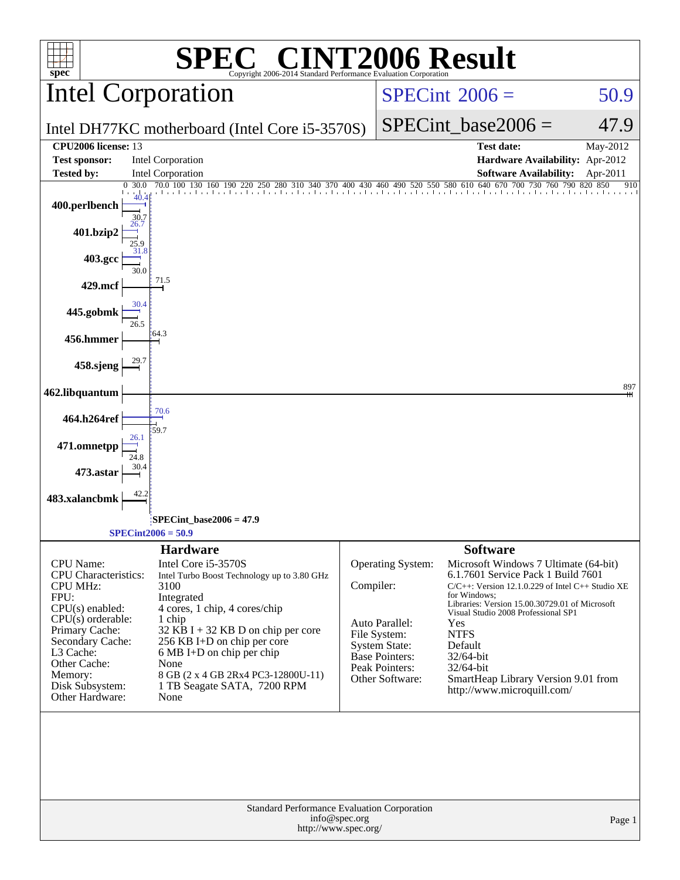# SPEC CINT2006 Result

Copyright 2006-2014 Standard Performance Evaluation Corporation

## Intel Corporation

Intel DH77KC motherboard (Intel Core i5-3570S)

SPECint 2006 = 50.9

SPECint_base2006 = 47.9

| | | | |
|---|---|---|---|
| **CPU2006 license:** 13 | | **Test date:** | May-2012 |
| **Test sponsor:** | Intel Corporation | **Hardware Availability:** | Apr-2012 |
| **Tested by:** | Intel Corporation | **Software Availability:** | Apr-2011 |

| Benchmark | Peak | Base |
|---|---|---|
| 400.perlbench | 40.4 | 30.7 |
| 401.bzip2 | 26.7 | 25.9 |
| 403.gcc | 31.8 | 30.0 |
| 429.mcf | | 71.5 |
| 445.gobmk | 30.4 | 26.5 |
| 456.hmmer | | 64.3 |
| 458.sjeng | | 29.7 |
| 462.libquantum | | 897 |
| 464.h264ref | 70.6 | 59.7 |
| 471.omnetpp | 26.1 | 24.8 |
| 473.astar | | 30.4 |
| 483.xalancbmk | | 42.2 |

SPECint_base2006 = 47.9

SPECint2006 = 50.9

### Hardware

| | |
|---|---|
| CPU Name: | Intel Core i5-3570S |
| CPU Characteristics: | Intel Turbo Boost Technology up to 3.80 GHz |
| CPU MHz: | 3100 |
| FPU: | Integrated |
| CPU(s) enabled: | 4 cores, 1 chip, 4 cores/chip |
| CPU(s) orderable: | 1 chip |
| Primary Cache: | 32 KB I + 32 KB D on chip per core |
| Secondary Cache: | 256 KB I+D on chip per core |
| L3 Cache: | 6 MB I+D on chip per chip |
| Other Cache: | None |
| Memory: | 8 GB (2 x 4 GB 2Rx4 PC3-12800U-11) |
| Disk Subsystem: | 1 TB Seagate SATA, 7200 RPM |
| Other Hardware: | None |

### Software

| | |
|---|---|
| Operating System: | Microsoft Windows 7 Ultimate (64-bit) 6.1.7601 Service Pack 1 Build 7601 |
| Compiler: | C/C++: Version 12.1.0.229 of Intel C++ Studio XE for Windows; Libraries: Version 15.00.30729.01 of Microsoft Visual Studio 2008 Professional SP1 |
| Auto Parallel: | Yes |
| File System: | NTFS |
| System State: | Default |
| Base Pointers: | 32/64-bit |
| Peak Pointers: | 32/64-bit |
| Other Software: | SmartHeap Library Version 9.01 from http://www.microquill.com/ |

Standard Performance Evaluation Corporation
info@spec.org
http://www.spec.org/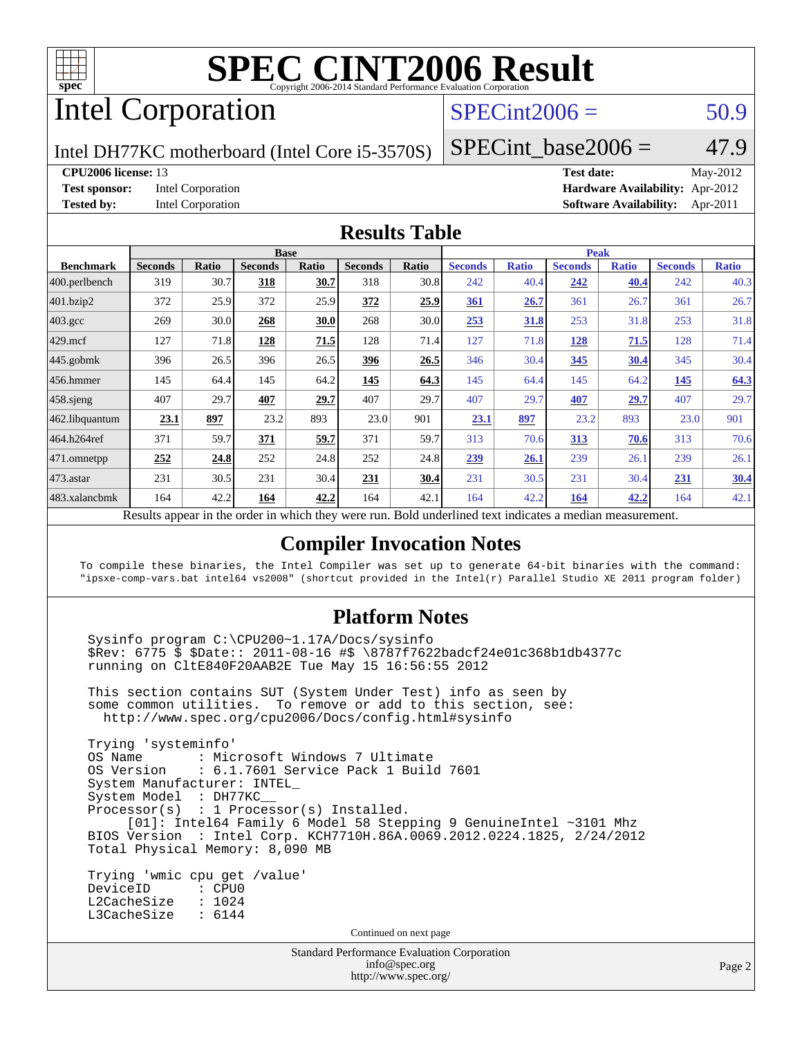# SPEC CINT2006 Result

Copyright 2006-2014 Standard Performance Evaluation Corporation

## Intel Corporation

Intel DH77KC motherboard (Intel Core i5-3570S)

SPECint2006 = 50.9

SPECint_base2006 = 47.9

**CPU2006 license:** 13
**Test sponsor:** Intel Corporation
**Tested by:** Intel Corporation

**Test date:** May-2012
**Hardware Availability:** Apr-2012
**Software Availability:** Apr-2011

## Results Table

| Benchmark | Base | | | | | | Peak | | | | | |
|---|---|---|---|---|---|---|---|---|---|---|---|---|
| | Seconds | Ratio | Seconds | Ratio | Seconds | Ratio | Seconds | Ratio | Seconds | Ratio | Seconds | Ratio |
| 400.perlbench | 319 | 30.7 | **318** | **30.7** | 318 | 30.8 | 242 | 40.4 | **242** | **40.4** | 242 | 40.3 |
| 401.bzip2 | 372 | 25.9 | 372 | 25.9 | **372** | **25.9** | **361** | **26.7** | 361 | 26.7 | 361 | 26.7 |
| 403.gcc | 269 | 30.0 | **268** | **30.0** | 268 | 30.0 | **253** | **31.8** | 253 | 31.8 | 253 | 31.8 |
| 429.mcf | 127 | 71.8 | **128** | **71.5** | 128 | 71.4 | 127 | 71.8 | **128** | **71.5** | 128 | 71.4 |
| 445.gobmk | 396 | 26.5 | 396 | 26.5 | **396** | **26.5** | 346 | 30.4 | **345** | **30.4** | 345 | 30.4 |
| 456.hmmer | 145 | 64.4 | 145 | 64.2 | **145** | **64.3** | 145 | 64.4 | 145 | 64.2 | **145** | **64.3** |
| 458.sjeng | 407 | 29.7 | **407** | **29.7** | 407 | 29.7 | 407 | 29.7 | **407** | **29.7** | 407 | 29.7 |
| 462.libquantum | **23.1** | **897** | 23.2 | 893 | 23.0 | 901 | **23.1** | **897** | 23.2 | 893 | 23.0 | 901 |
| 464.h264ref | 371 | 59.7 | **371** | **59.7** | 371 | 59.7 | 313 | 70.6 | **313** | **70.6** | 313 | 70.6 |
| 471.omnetpp | **252** | **24.8** | 252 | 24.8 | 252 | 24.8 | **239** | **26.1** | 239 | 26.1 | 239 | 26.1 |
| 473.astar | 231 | 30.5 | 231 | 30.4 | **231** | **30.4** | 231 | 30.5 | 231 | 30.4 | **231** | **30.4** |
| 483.xalancbmk | 164 | 42.2 | **164** | **42.2** | 164 | 42.1 | 164 | 42.2 | **164** | **42.2** | 164 | 42.1 |

Results appear in the order in which they were run. Bold underlined text indicates a median measurement.

## Compiler Invocation Notes

```
To compile these binaries, the Intel Compiler was set up to generate 64-bit binaries with the command:
"ipsxe-comp-vars.bat intel64 vs2008" (shortcut provided in the Intel(r) Parallel Studio XE 2011 program folder)
```

## Platform Notes

```
Sysinfo program C:\CPU200~1.17A/Docs/sysinfo
$Rev: 6775 $ $Date:: 2011-08-16 #$ \8787f7622badcf24e01c368b1db4377c
running on CltE840F20AAB2E Tue May 15 16:56:55 2012

This section contains SUT (System Under Test) info as seen by
some common utilities.  To remove or add to this section, see:
  http://www.spec.org/cpu2006/Docs/config.html#sysinfo

Trying 'systeminfo'
OS Name       : Microsoft Windows 7 Ultimate
OS Version    : 6.1.7601 Service Pack 1 Build 7601
System Manufacturer: INTEL_
System Model  : DH77KC__
Processor(s)  : 1 Processor(s) Installed.
     [01]: Intel64 Family 6 Model 58 Stepping 9 GenuineIntel ~3101 Mhz
BIOS Version  : Intel Corp. KCH7710H.86A.0069.2012.0224.1825, 2/24/2012
Total Physical Memory: 8,090 MB

Trying 'wmic cpu get /value'
DeviceID      : CPU0
L2CacheSize   : 1024
L3CacheSize   : 6144
```

Continued on next page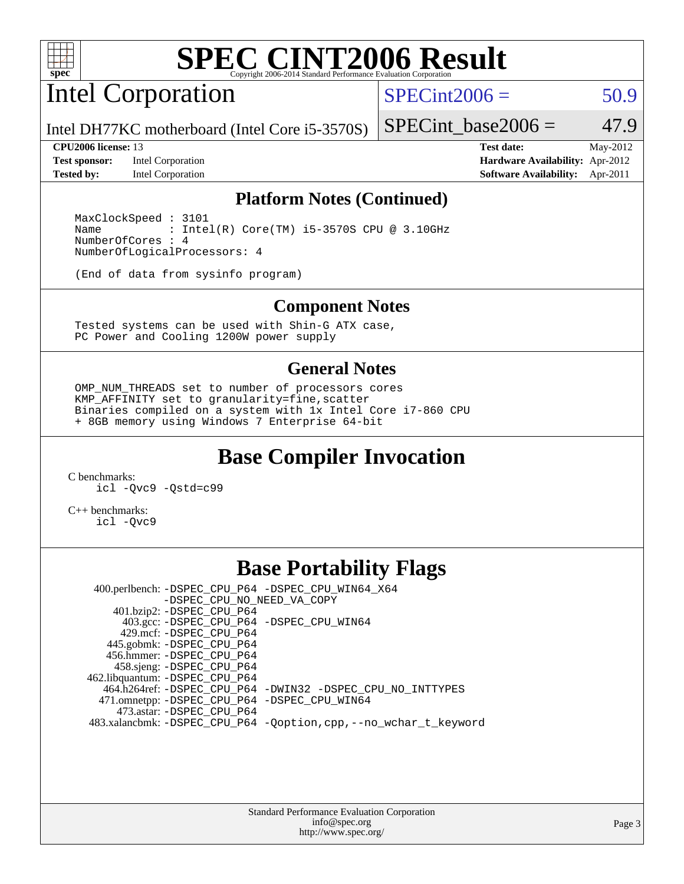# SPEC CINT2006 Result

## Intel Corporation

Intel DH77KC motherboard (Intel Core i5-3570S)

SPECint2006 = 50.9

SPECint_base2006 = 47.9

**CPU2006 license:** 13
**Test sponsor:** Intel Corporation
**Tested by:** Intel Corporation
**Test date:** May-2012
**Hardware Availability:** Apr-2012
**Software Availability:** Apr-2011

### Platform Notes (Continued)

```
MaxClockSpeed : 3101
Name          : Intel(R) Core(TM) i5-3570S CPU @ 3.10GHz
NumberOfCores : 4
NumberOfLogicalProcessors: 4

(End of data from sysinfo program)
```

### Component Notes

```
Tested systems can be used with Shin-G ATX case,
PC Power and Cooling 1200W power supply
```

### General Notes

```
OMP_NUM_THREADS set to number of processors cores
KMP_AFFINITY set to granularity=fine,scatter
Binaries compiled on a system with 1x Intel Core i7-860 CPU
+ 8GB memory using Windows 7 Enterprise 64-bit
```

## Base Compiler Invocation

C benchmarks:
```
icl -Qvc9 -Qstd=c99
```

C++ benchmarks:
```
icl -Qvc9
```

## Base Portability Flags

400.perlbench: -DSPEC_CPU_P64 -DSPEC_CPU_WIN64_X64 -DSPEC_CPU_NO_NEED_VA_COPY
401.bzip2: -DSPEC_CPU_P64
403.gcc: -DSPEC_CPU_P64 -DSPEC_CPU_WIN64
429.mcf: -DSPEC_CPU_P64
445.gobmk: -DSPEC_CPU_P64
456.hmmer: -DSPEC_CPU_P64
458.sjeng: -DSPEC_CPU_P64
462.libquantum: -DSPEC_CPU_P64
464.h264ref: -DSPEC_CPU_P64 -DWIN32 -DSPEC_CPU_NO_INTTYPES
471.omnetpp: -DSPEC_CPU_P64 -DSPEC_CPU_WIN64
473.astar: -DSPEC_CPU_P64
483.xalancbmk: -DSPEC_CPU_P64 -Qoption,cpp,--no_wchar_t_keyword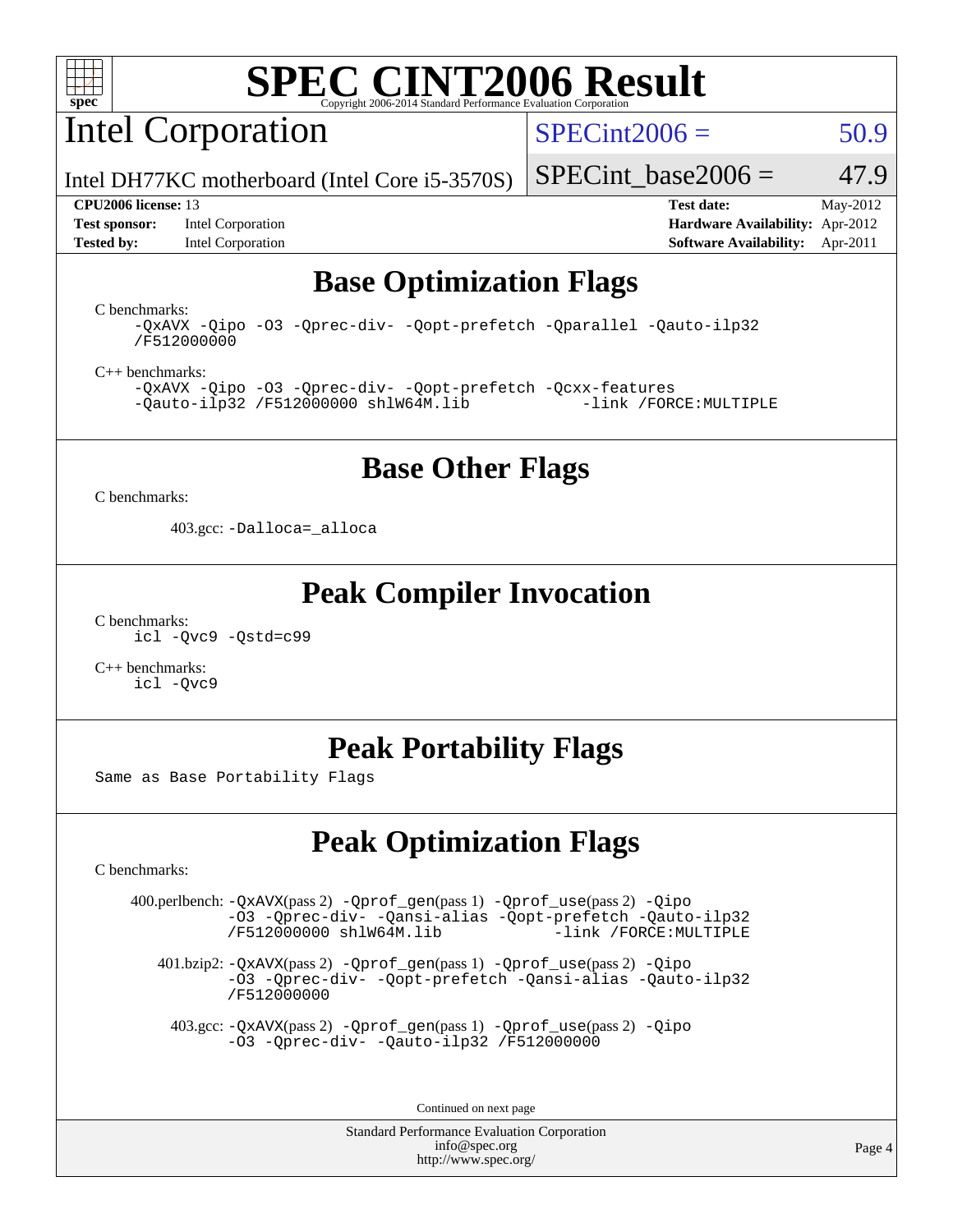# SPEC CINT2006 Result

## Intel Corporation

Intel DH77KC motherboard (Intel Core i5-3570S)

SPECint2006 = 50.9

SPECint_base2006 = 47.9

**CPU2006 license:** 13
**Test sponsor:** Intel Corporation
**Tested by:** Intel Corporation

**Test date:** May-2012
**Hardware Availability:** Apr-2012
**Software Availability:** Apr-2011

## Base Optimization Flags

C benchmarks:

```
-QxAVX -Qipo -O3 -Qprec-div- -Qopt-prefetch -Qparallel -Qauto-ilp32
/F512000000
```

C++ benchmarks:

```
-QxAVX -Qipo -O3 -Qprec-div- -Qopt-prefetch -Qcxx-features
-Qauto-ilp32 /F512000000 shlW64M.lib          -link /FORCE:MULTIPLE
```

## Base Other Flags

C benchmarks:

403.gcc: `-Dalloca=_alloca`

## Peak Compiler Invocation

C benchmarks:

```
icl -Qvc9 -Qstd=c99
```

C++ benchmarks:

```
icl -Qvc9
```

## Peak Portability Flags

Same as Base Portability Flags

## Peak Optimization Flags

C benchmarks:

400.perlbench: -QxAVX(pass 2) -Qprof_gen(pass 1) -Qprof_use(pass 2) -Qipo -O3 -Qprec-div- -Qansi-alias -Qopt-prefetch -Qauto-ilp32 /F512000000 shlW64M.lib -link /FORCE:MULTIPLE

401.bzip2: -QxAVX(pass 2) -Qprof_gen(pass 1) -Qprof_use(pass 2) -Qipo -O3 -Qprec-div- -Qopt-prefetch -Qansi-alias -Qauto-ilp32 /F512000000

403.gcc: -QxAVX(pass 2) -Qprof_gen(pass 1) -Qprof_use(pass 2) -Qipo -O3 -Qprec-div- -Qauto-ilp32 /F512000000

Continued on next page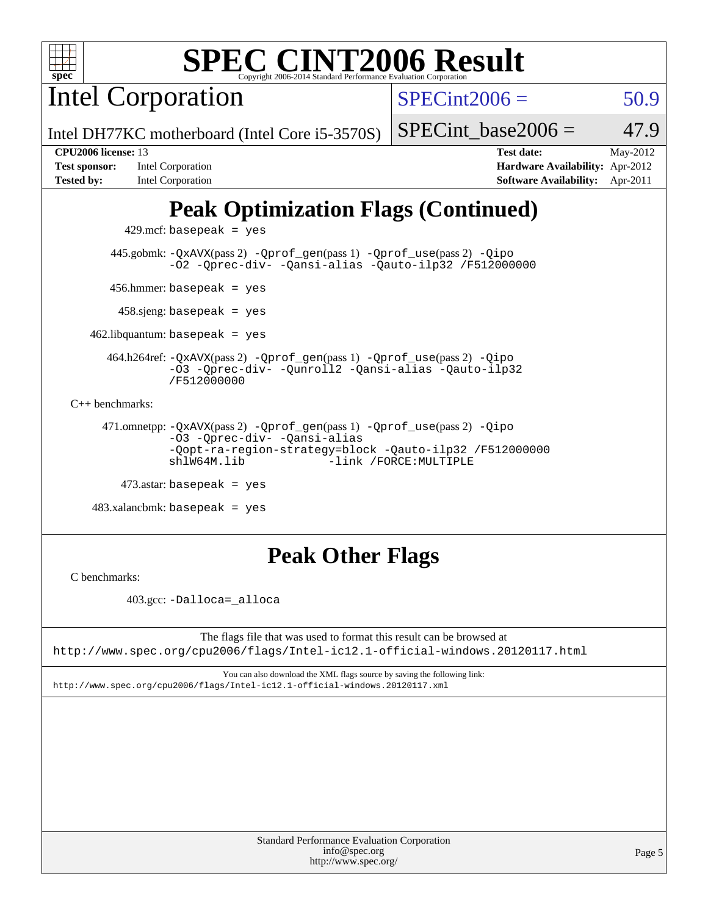# Peak Optimization Flags (Continued)

429.mcf: basepeak = yes

445.gobmk: -QxAVX(pass 2) -Qprof_gen(pass 1) -Qprof_use(pass 2) -Qipo -O2 -Qprec-div- -Qansi-alias -Qauto-ilp32 /F512000000

456.hmmer: basepeak = yes

458.sjeng: basepeak = yes

462.libquantum: basepeak = yes

464.h264ref: -QxAVX(pass 2) -Qprof_gen(pass 1) -Qprof_use(pass 2) -Qipo -O3 -Qprec-div- -Qunroll2 -Qansi-alias -Qauto-ilp32 /F512000000

C++ benchmarks:

471.omnetpp: -QxAVX(pass 2) -Qprof_gen(pass 1) -Qprof_use(pass 2) -Qipo -O3 -Qprec-div- -Qansi-alias -Qopt-ra-region-strategy=block -Qauto-ilp32 /F512000000 shlW64M.lib -link /FORCE:MULTIPLE

473.astar: basepeak = yes

483.xalancbmk: basepeak = yes

# Peak Other Flags

C benchmarks:

403.gcc: -Dalloca=_alloca

The flags file that was used to format this result can be browsed at
http://www.spec.org/cpu2006/flags/Intel-ic12.1-official-windows.20120117.html

You can also download the XML flags source by saving the following link:
http://www.spec.org/cpu2006/flags/Intel-ic12.1-official-windows.20120117.xml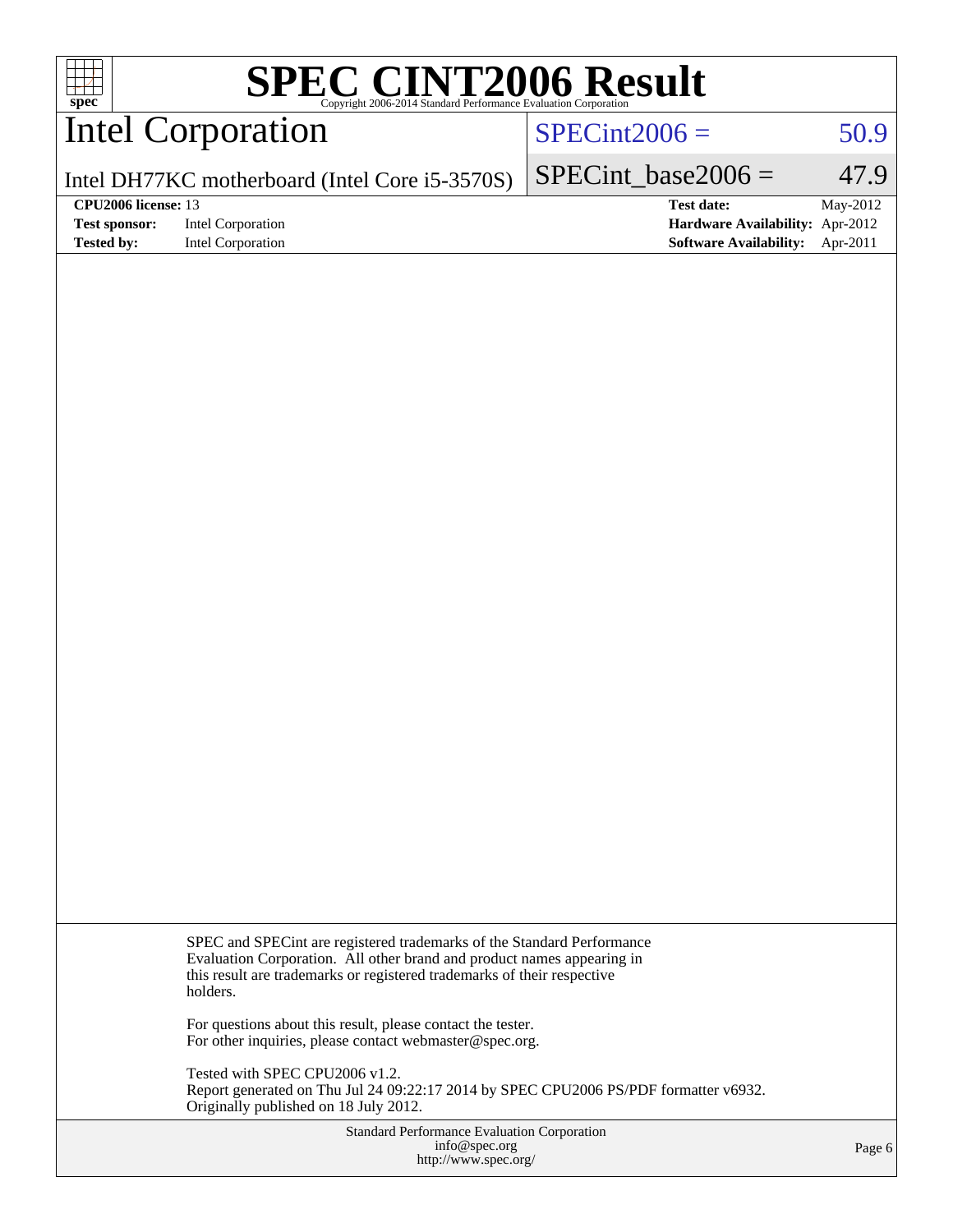# SPEC CINT2006 Result

Copyright 2006-2014 Standard Performance Evaluation Corporation

## Intel Corporation

Intel DH77KC motherboard (Intel Core i5-3570S)

SPECint2006 = 50.9

SPECint_base2006 = 47.9

**CPU2006 license:** 13
**Test sponsor:** Intel Corporation
**Tested by:** Intel Corporation

**Test date:** May-2012
**Hardware Availability:** Apr-2012
**Software Availability:** Apr-2011

SPEC and SPECint are registered trademarks of the Standard Performance Evaluation Corporation. All other brand and product names appearing in this result are trademarks or registered trademarks of their respective holders.

For questions about this result, please contact the tester.
For other inquiries, please contact webmaster@spec.org.

Tested with SPEC CPU2006 v1.2.
Report generated on Thu Jul 24 09:22:17 2014 by SPEC CPU2006 PS/PDF formatter v6932.
Originally published on 18 July 2012.

Standard Performance Evaluation Corporation
info@spec.org
http://www.spec.org/